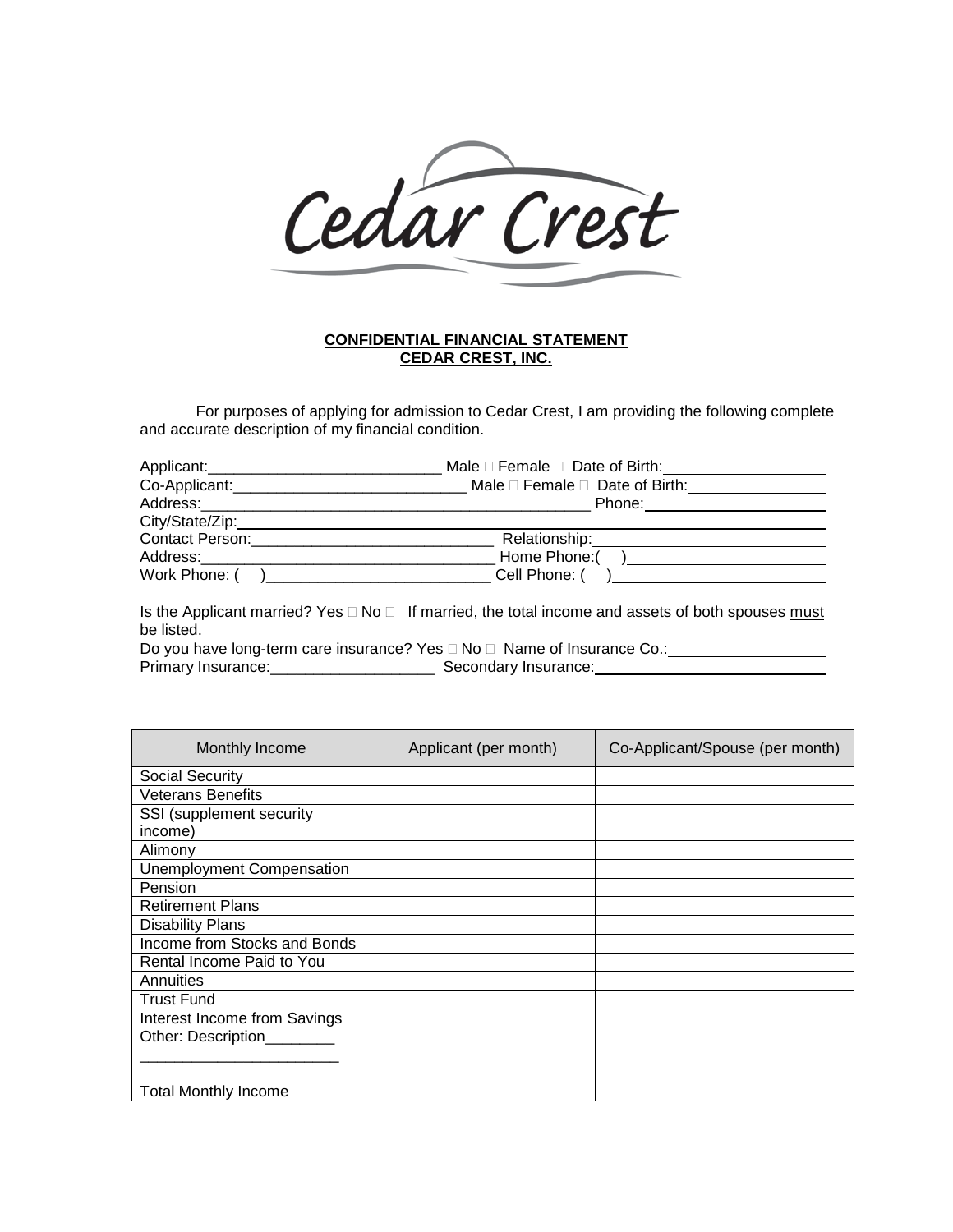Cedar Crest

**CONFIDENTIAL FINANCIAL STATEMENT**
**CEDAR CREST, INC.**

For purposes of applying for admission to Cedar Crest, I am providing the following complete and accurate description of my financial condition.

Applicant:___________________________ Male ☐ Female ☐ Date of Birth:___________________
Co-Applicant:___________________________ Male ☐ Female ☐ Date of Birth:________________
Address:_______________________________________________ Phone:_____________________
City/State/Zip:___________________________________________________________________
Contact Person:____________________________ Relationship:__________________________
Address:__________________________________ Home Phone:( )______________________
Work Phone: ( )__________________________ Cell Phone: ( )_______________________

Is the Applicant married? Yes ☐ No ☐ If married, the total income and assets of both spouses must be listed.
Do you have long-term care insurance? Yes ☐ No ☐ Name of Insurance Co.:__________________
Primary Insurance:___________________ Secondary Insurance:___________________________

| Monthly Income | Applicant (per month) | Co-Applicant/Spouse (per month) |
|---|---|---|
| Social Security | | |
| Veterans Benefits | | |
| SSI (supplement security income) | | |
| Alimony | | |
| Unemployment Compensation | | |
| Pension | | |
| Retirement Plans | | |
| Disability Plans | | |
| Income from Stocks and Bonds | | |
| Rental Income Paid to You | | |
| Annuities | | |
| Trust Fund | | |
| Interest Income from Savings | | |
| Other: Description________ _______________________ | | |
| Total Monthly Income | | |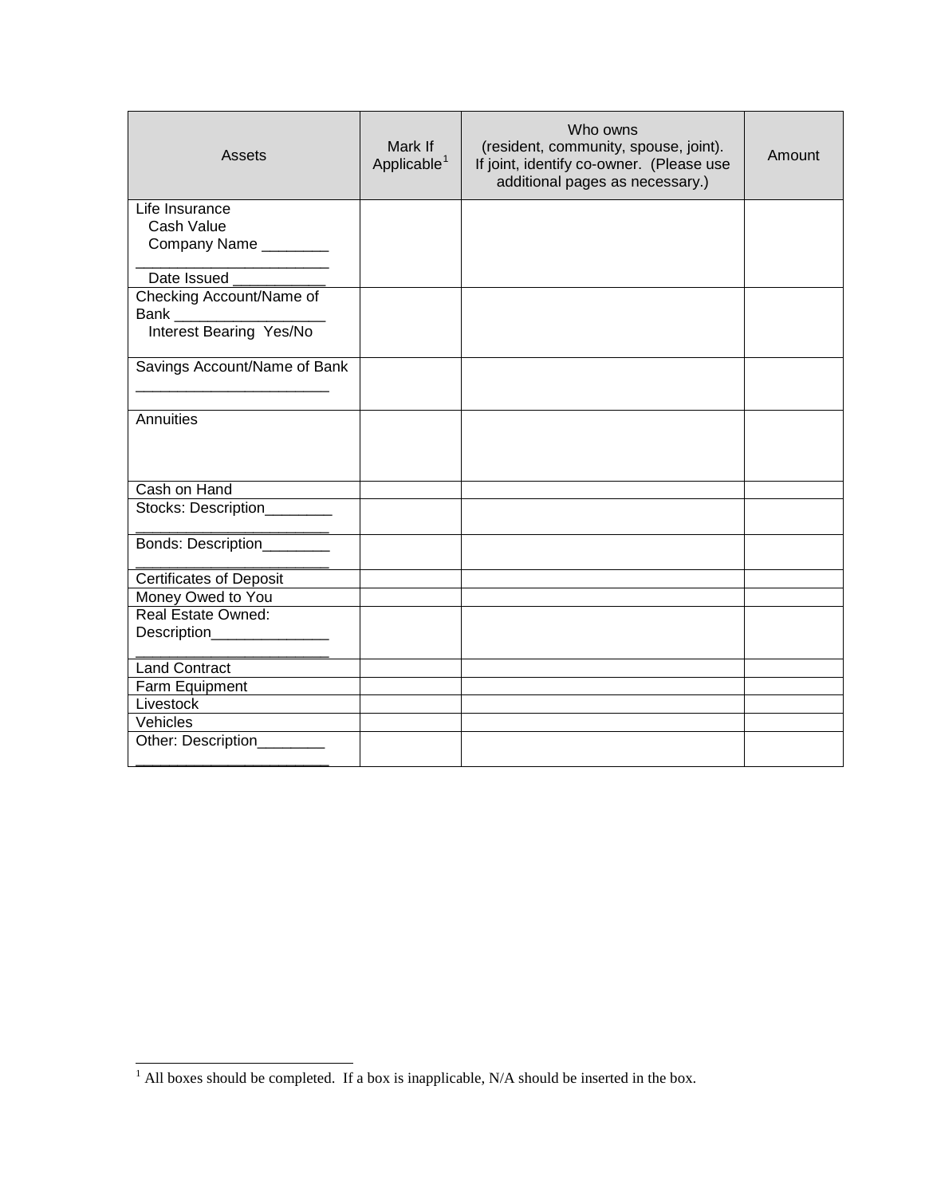| Assets | Mark If Applicable[1] | Who owns (resident, community, spouse, joint). If joint, identify co-owner. (Please use additional pages as necessary.) | Amount |
|---|---|---|---|
| Life Insurance<br>Cash Value<br>Company Name ________<br>_______________________<br>Date Issued ___________ | | | |
| Checking Account/Name of Bank __________________<br>Interest Bearing Yes/No | | | |
| Savings Account/Name of Bank<br>_______________________ | | | |
| Annuities | | | |
| Cash on Hand | | | |
| Stocks: Description________<br>_______________________ | | | |
| Bonds: Description________<br>_______________________ | | | |
| Certificates of Deposit | | | |
| Money Owed to You | | | |
| Real Estate Owned:<br>Description______________<br>_______________________ | | | |
| Land Contract | | | |
| Farm Equipment | | | |
| Livestock | | | |
| Vehicles | | | |
| Other: Description________<br>_______________________ | | | |

[1] All boxes should be completed. If a box is inapplicable, N/A should be inserted in the box.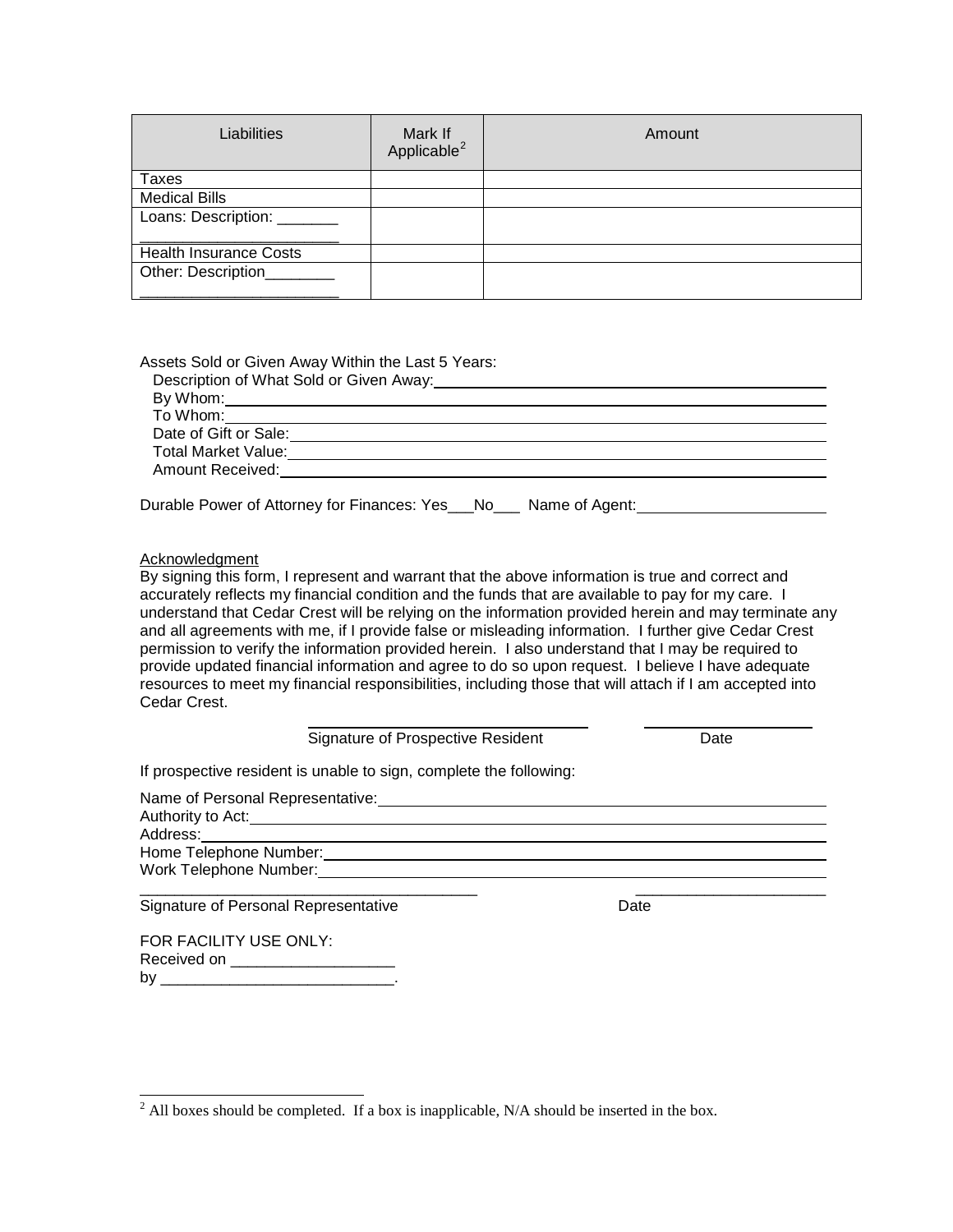| Liabilities | Mark If Applicable[2] | Amount |
|---|---|---|
| Taxes | | |
| Medical Bills | | |
| Loans: Description: _______ _______________________ | | |
| Health Insurance Costs | | |
| Other: Description________ _______________________ | | |

Assets Sold or Given Away Within the Last 5 Years:

Description of What Sold or Given Away: ____________________

By Whom: ____________________

To Whom: ____________________

Date of Gift or Sale: ____________________

Total Market Value: ____________________

Amount Received: ____________________

Durable Power of Attorney for Finances: Yes___No___ Name of Agent: ____________________

Acknowledgment

By signing this form, I represent and warrant that the above information is true and correct and accurately reflects my financial condition and the funds that are available to pay for my care. I understand that Cedar Crest will be relying on the information provided herein and may terminate any and all agreements with me, if I provide false or misleading information. I further give Cedar Crest permission to verify the information provided herein. I also understand that I may be required to provide updated financial information and agree to do so upon request. I believe I have adequate resources to meet my financial responsibilities, including those that will attach if I am accepted into Cedar Crest.

____________________ ____________________

Signature of Prospective Resident Date

If prospective resident is unable to sign, complete the following:

Name of Personal Representative: ____________________

Authority to Act: ____________________

Address: ____________________

Home Telephone Number: ____________________

Work Telephone Number: ____________________

________________________________________ ______________________

Signature of Personal Representative Date

FOR FACILITY USE ONLY:

Received on ___________________

by ___________________________.

[2] All boxes should be completed. If a box is inapplicable, N/A should be inserted in the box.